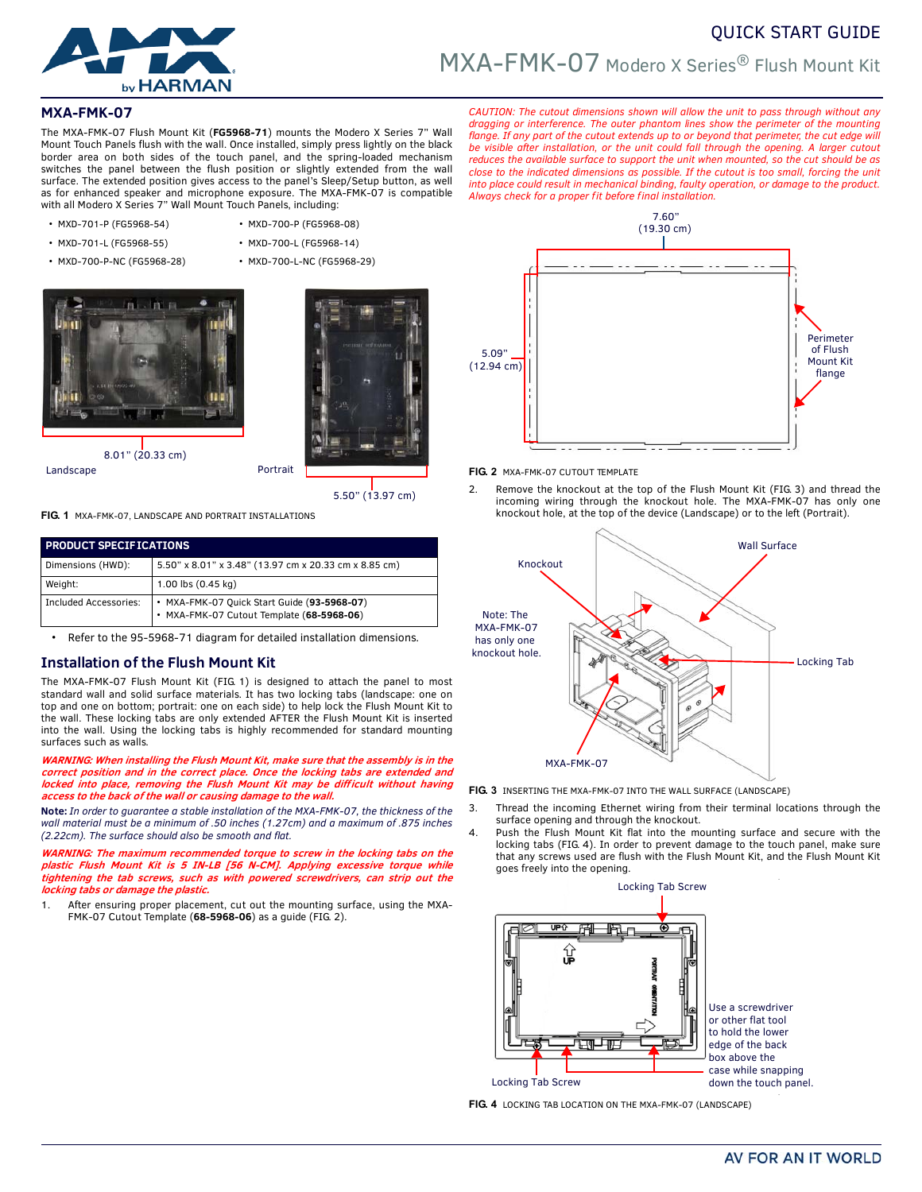# QUICK START GUIDE

# MXA-FMK-07 Modero X Series® Flush Mount Kit

## MXA-FMK-07

The MXA-FMK-07 Flush Mount Kit (**FG5968-71**) mounts the Modero X Series 7" Wall Mount Touch Panels flush with the wall. Once installed, simply press lightly on the black border area on both sides of the touch panel, and the spring-loaded mechanism switches the panel between the flush position or slightly extended from the wall surface. The extended position gives access to the panel's Sleep/Setup button, as well as for enhanced speaker and microphone exposure. The MXA-FMK-07 is compatible with all Modero X Series 7" Wall Mount Touch Panels, including:

- MXD-701-P (FG5968-54)
- MXD-701-L (FG5968-55)
- MXD-700-P-NC (FG5968-28)
- MXD-700-P (FG5968-08)
- MXD-700-L (FG5968-14)
- MXD-700-L-NC (FG5968-29)

8.01" (20.33 cm)

Landscape

Portrait

5.50" (13.97 cm)

**FIG. 1** MXA-FMK-07, LANDSCAPE AND PORTRAIT INSTALLATIONS

| PRODUCT SPECIFICATIONS | |
|---|---|
| Dimensions (HWD): | 5.50" x 8.01" x 3.48" (13.97 cm x 20.33 cm x 8.85 cm) |
| Weight: | 1.00 lbs (0.45 kg) |
| Included Accessories: | • MXA-FMK-07 Quick Start Guide (**93-5968-07**)<br>• MXA-FMK-07 Cutout Template (**68-5968-06**) |

- Refer to the 95-5968-71 diagram for detailed installation dimensions.

## Installation of the Flush Mount Kit

The MXA-FMK-07 Flush Mount Kit (FIG. 1) is designed to attach the panel to most standard wall and solid surface materials. It has two locking tabs (landscape: one on top and one on bottom; portrait: one on each side) to help lock the Flush Mount Kit to the wall. These locking tabs are only extended AFTER the Flush Mount Kit is inserted into the wall. Using the locking tabs is highly recommended for standard mounting surfaces such as walls.

***WARNING: When installing the Flush Mount Kit, make sure that the assembly is in the correct position and in the correct place. Once the locking tabs are extended and locked into place, removing the Flush Mount Kit may be difficult without having access to the back of the wall or causing damage to the wall.***

**Note:** *In order to guarantee a stable installation of the MXA-FMK-07, the thickness of the wall material must be a minimum of .50 inches (1.27cm) and a maximum of .875 inches (2.22cm). The surface should also be smooth and flat.*

***WARNING: The maximum recommended torque to screw in the locking tabs on the plastic Flush Mount Kit is 5 IN-LB [56 N-CM]. Applying excessive torque while tightening the tab screws, such as with powered screwdrivers, can strip out the locking tabs or damage the plastic.***

1. After ensuring proper placement, cut out the mounting surface, using the MXA-FMK-07 Cutout Template (**68-5968-06**) as a guide (FIG. 2).

*CAUTION: The cutout dimensions shown will allow the unit to pass through without any dragging or interference. The outer phantom lines show the perimeter of the mounting flange. If any part of the cutout extends up to or beyond that perimeter, the cut edge will be visible after installation, or the unit could fall through the opening. A larger cutout reduces the available surface to support the unit when mounted, so the cut should be as close to the indicated dimensions as possible. If the cutout is too small, forcing the unit into place could result in mechanical binding, faulty operation, or damage to the product. Always check for a proper fit before final installation.*

7.60" (19.30 cm)

5.09" (12.94 cm)

Perimeter of Flush Mount Kit flange

**FIG. 2** MXA-FMK-07 CUTOUT TEMPLATE

2. Remove the knockout at the top of the Flush Mount Kit (FIG. 3) and thread the incoming wiring through the knockout hole. The MXA-FMK-07 has only one knockout hole, at the top of the device (Landscape) or to the left (Portrait).

Knockout

Wall Surface

Note: The MXA-FMK-07 has only one knockout hole.

Locking Tab

MXA-FMK-07

**FIG. 3** INSERTING THE MXA-FMK-07 INTO THE WALL SURFACE (LANDSCAPE)

3. Thread the incoming Ethernet wiring from their terminal locations through the surface opening and through the knockout.
4. Push the Flush Mount Kit flat into the mounting surface and secure with the locking tabs (FIG. 4). In order to prevent damage to the touch panel, make sure that any screws used are flush with the Flush Mount Kit, and the Flush Mount Kit goes freely into the opening.

Locking Tab Screw

Use a screwdriver or other flat tool to hold the lower edge of the back box above the case while snapping down the touch panel.

Locking Tab Screw

**FIG. 4** LOCKING TAB LOCATION ON THE MXA-FMK-07 (LANDSCAPE)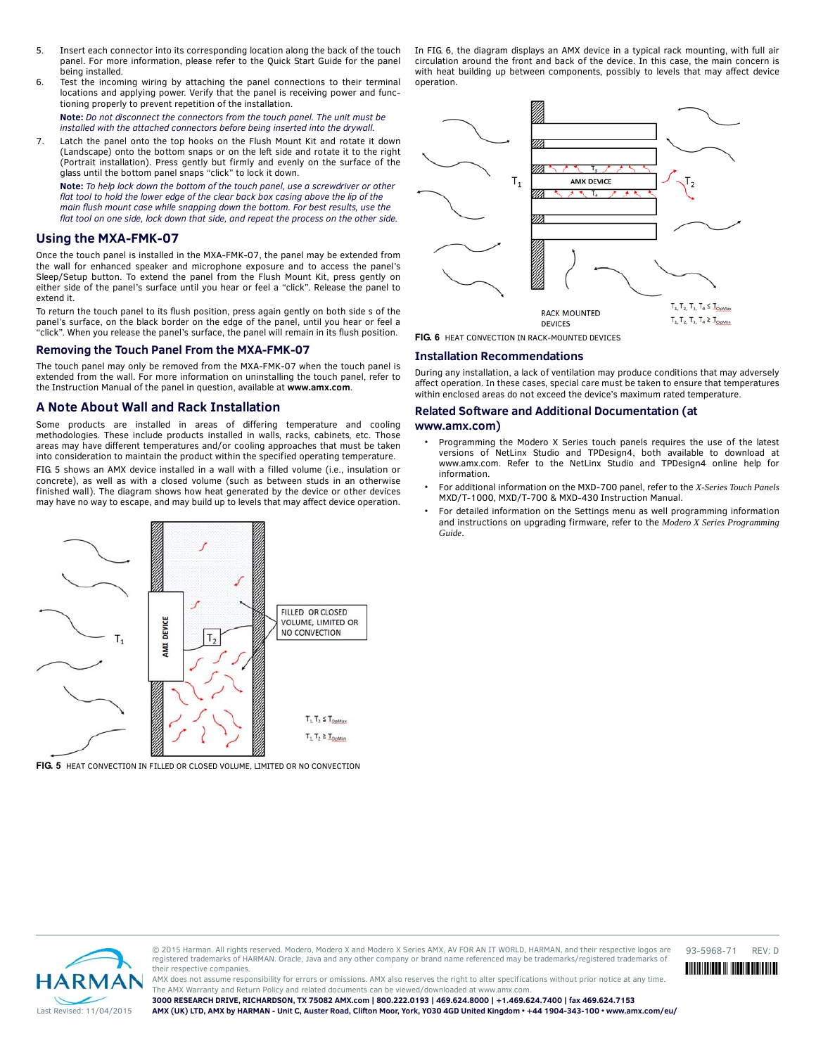5. Insert each connector into its corresponding location along the back of the touch panel. For more information, please refer to the Quick Start Guide for the panel being installed.
6. Test the incoming wiring by attaching the panel connections to their terminal locations and applying power. Verify that the panel is receiving power and functioning properly to prevent repetition of the installation.

   **Note:** *Do not disconnect the connectors from the touch panel. The unit must be installed with the attached connectors before being inserted into the drywall.*
7. Latch the panel onto the top hooks on the Flush Mount Kit and rotate it down (Landscape) onto the bottom snaps or on the left side and rotate it to the right (Portrait installation). Press gently but firmly and evenly on the surface of the glass until the bottom panel snaps "click" to lock it down.

   **Note:** *To help lock down the bottom of the touch panel, use a screwdriver or other flat tool to hold the lower edge of the clear back box casing above the lip of the main flush mount case while snapping down the bottom. For best results, use the flat tool on one side, lock down that side, and repeat the process on the other side.*

## Using the MXA-FMK-07

Once the touch panel is installed in the MXA-FMK-07, the panel may be extended from the wall for enhanced speaker and microphone exposure and to access the panel's Sleep/Setup button. To extend the panel from the Flush Mount Kit, press gently on either side of the panel's surface until you hear or feel a "click". Release the panel to extend it.

To return the touch panel to its flush position, press again gently on both side s of the panel's surface, on the black border on the edge of the panel, until you hear or feel a "click". When you release the panel's surface, the panel will remain in its flush position.

## Removing the Touch Panel From the MXA-FMK-07

The touch panel may only be removed from the MXA-FMK-07 when the touch panel is extended from the wall. For more information on uninstalling the touch panel, refer to the Instruction Manual of the panel in question, available at **www.amx.com**.

## A Note About Wall and Rack Installation

Some products are installed in areas of differing temperature and cooling methodologies. These include products installed in walls, racks, cabinets, etc. Those areas may have different temperatures and/or cooling approaches that must be taken into consideration to maintain the product within the specified operating temperature.

FIG. 5 shows an AMX device installed in a wall with a filled volume (i.e., insulation or concrete), as well as with a closed volume (such as between studs in an otherwise finished wall). The diagram shows how heat generated by the device or other devices may have no way to escape, and may build up to levels that may affect device operation.

$T_1$

AMX DEVICE

$T_2$

FILLED OR CLOSED VOLUME, LIMITED OR NO CONVECTION

$T_1, T_2 \leq T_{OpMax}$

$T_1, T_2 \geq T_{OpMin}$

**FIG. 5** HEAT CONVECTION IN FILLED OR CLOSED VOLUME, LIMITED OR NO CONVECTION

In FIG. 6, the diagram displays an AMX device in a typical rack mounting, with full air circulation around the front and back of the device. In this case, the main concern is with heat building up between components, possibly to levels that may affect device operation.

$T_1$

$T_3$

AMX DEVICE

$T_4$

$T_2$

RACK MOUNTED DEVICES

$T_1, T_2, T_3, T_4 \leq T_{OpMax}$

$T_1, T_2, T_3, T_4 \geq T_{OpMin}$

**FIG. 6** HEAT CONVECTION IN RACK-MOUNTED DEVICES

## Installation Recommendations

During any installation, a lack of ventilation may produce conditions that may adversely affect operation. In these cases, special care must be taken to ensure that temperatures within enclosed areas do not exceed the device's maximum rated temperature.

## Related Software and Additional Documentation (at www.amx.com)

- Programming the Modero X Series touch panels requires the use of the latest versions of NetLinx Studio and TPDesign4, both available to download at www.amx.com. Refer to the NetLinx Studio and TPDesign4 online help for information.
- For additional information on the MXD-700 panel, refer to the *X-Series Touch Panels* MXD/T-1000, MXD/T-700 & MXD-430 Instruction Manual.
- For detailed information on the Settings menu as well programming information and instructions on upgrading firmware, refer to the *Modero X Series Programming Guide*.

© 2015 Harman. All rights reserved. Modero, Modero X and Modero X Series AMX, AV FOR AN IT WORLD, HARMAN, and their respective logos are registered trademarks of HARMAN. Oracle, Java and any other company or brand name referenced may be trademarks/registered trademarks of their respective companies.
AMX does not assume responsibility for errors or omissions. AMX also reserves the right to alter specifications without prior notice at any time.
The AMX Warranty and Return Policy and related documents can be viewed/downloaded at www.amx.com.
**3000 RESEARCH DRIVE, RICHARDSON, TX 75082 AMX.com | 800.222.0193 | 469.624.8000 | +1.469.624.7400 | fax 469.624.7153**
**AMX (UK) LTD, AMX by HARMAN - Unit C, Auster Road, Clifton Moor, York, YO30 4GD United Kingdom • +44 1904-343-100 • www.amx.com/eu/**

HARMAN

Last Revised: 11/04/2015

93-5968-71 REV: D